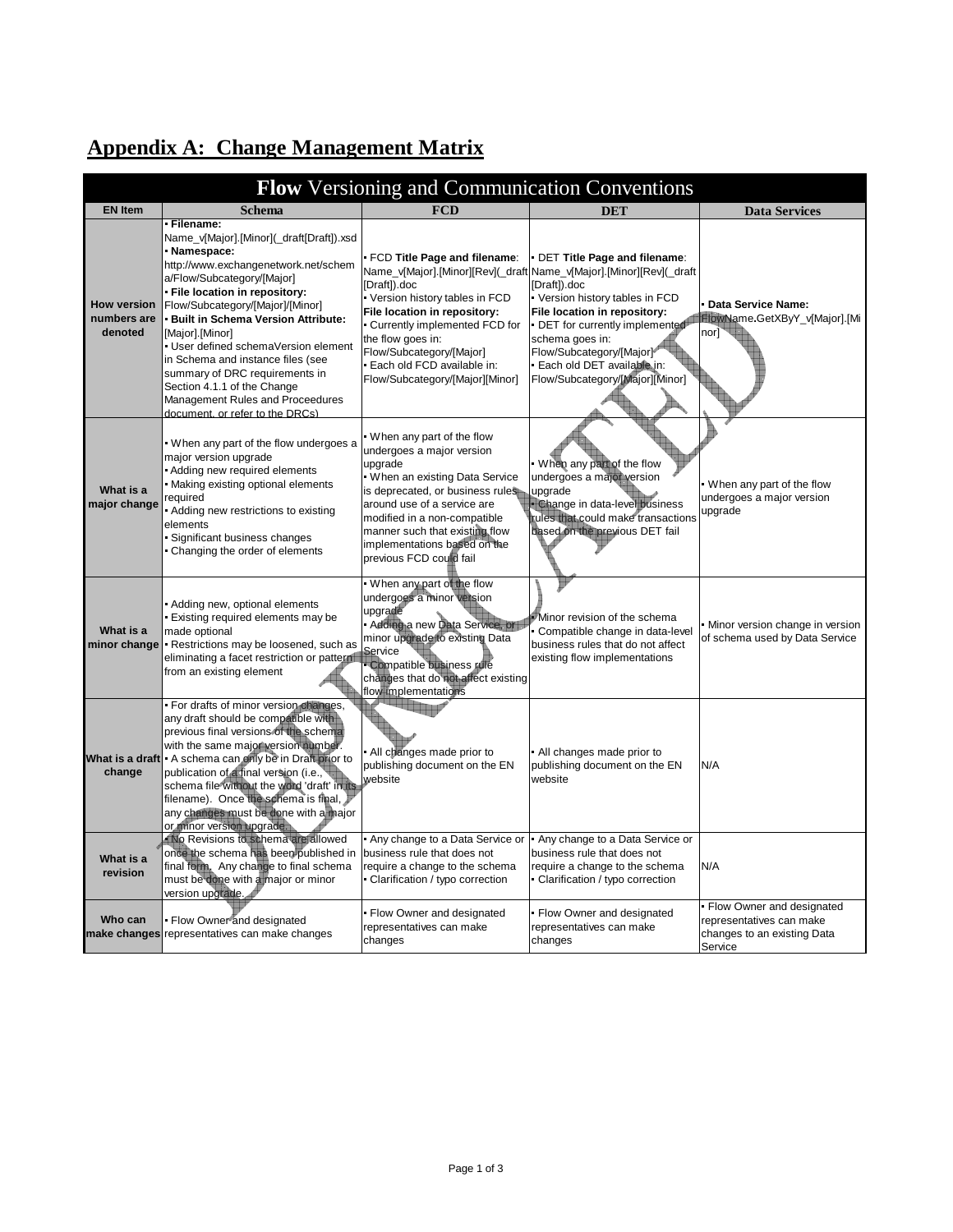## Appendix A: Change Management Matrix

| **Flow** Versioning and Communication Conventions | | | | |
|---|---|---|---|---|
| **EN Item** | **Schema** | **FCD** | **DET** | **Data Services** |
| **How version numbers are denoted** | • **Filename:** Name_v[Major].[Minor](_draft[Draft]).xsd<br>• **Namespace:** http://www.exchangenetwork.net/schema/Flow/Subcategory/[Major]<br>• **File location in repository:** Flow/Subcategory/[Major]/[Minor]<br>• **Built in Schema Version Attribute:** [Major].[Minor]<br>• User defined schemaVersion element in Schema and instance files (see summary of DRC requirements in Section 4.1.1 of the Change Management Rules and Proceedures document, or refer to the DRCs) | • FCD **Title Page and filename**: Name_v[Major].[Minor][Rev](_draft[Draft]).doc<br>• Version history tables in FCD<br>**File location in repository:**<br>• Currently implemented FCD for the flow goes in: Flow/Subcategory/[Major]<br>• Each old FCD available in: Flow/Subcategory/[Major][Minor] | • DET **Title Page and filename**: Name_v[Major].[Minor][Rev](_draft[Draft]).doc<br>• Version history tables in FCD<br>**File location in repository:**<br>• DET for currently implemented schema goes in: Flow/Subcategory/[Major]<br>• Each old DET available in: Flow/Subcategory/[Major][Minor] | • **Data Service Name:** FlowName**.**GetXByY_v[Major].[Minor] |
| **What is a major change** | • When any part of the flow undergoes a major version upgrade<br>• Adding new required elements<br>• Making existing optional elements required<br>• Adding new restrictions to existing elements<br>• Significant business changes<br>• Changing the order of elements | • When any part of the flow undergoes a major version upgrade<br>• When an existing Data Service is deprecated, or business rules around use of a service are modified in a non-compatible manner such that existing flow implementations based on the previous FCD could fail | • When any part of the flow undergoes a major version upgrade<br>• Change in data-level business rules that could make transactions based on the previous DET fail | • When any part of the flow undergoes a major version upgrade |
| **What is a minor change** | • Adding new, optional elements<br>• Existing required elements may be made optional<br>• Restrictions may be loosened, such as eliminating a facet restriction or pattern from an existing element | • When any part of the flow undergoes a minor version upgrade<br>• Adding a new Data Service, or minor upgrade to existing Data Service<br>• Compatible business rule changes that do not affect existing flow implementations | • Minor revision of the schema<br>• Compatible change in data-level business rules that do not affect existing flow implementations | • Minor version change in version of schema used by Data Service |
| **What is a draft change** | • For drafts of minor version changes, any draft should be compatible with previous final versions of the schema with the same major version number.<br>• A schema can only be in Draft prior to publication of a final version (i.e., schema file without the word 'draft' in its filename). Once the schema is final, any changes must be done with a major or minor version upgrade. | • All changes made prior to publishing document on the EN website | • All changes made prior to publishing document on the EN website | N/A |
| **What is a revision** | • No Revisions to schema are allowed once the schema has been published in final form. Any change to final schema must be done with a major or minor version upgrade. | • Any change to a Data Service or business rule that does not require a change to the schema<br>• Clarification / typo correction | • Any change to a Data Service or business rule that does not require a change to the schema<br>• Clarification / typo correction | N/A |
| **Who can make changes** | • Flow Owner and designated representatives can make changes | • Flow Owner and designated representatives can make changes | • Flow Owner and designated representatives can make changes | • Flow Owner and designated representatives can make changes to an existing Data Service |

DEPRECATED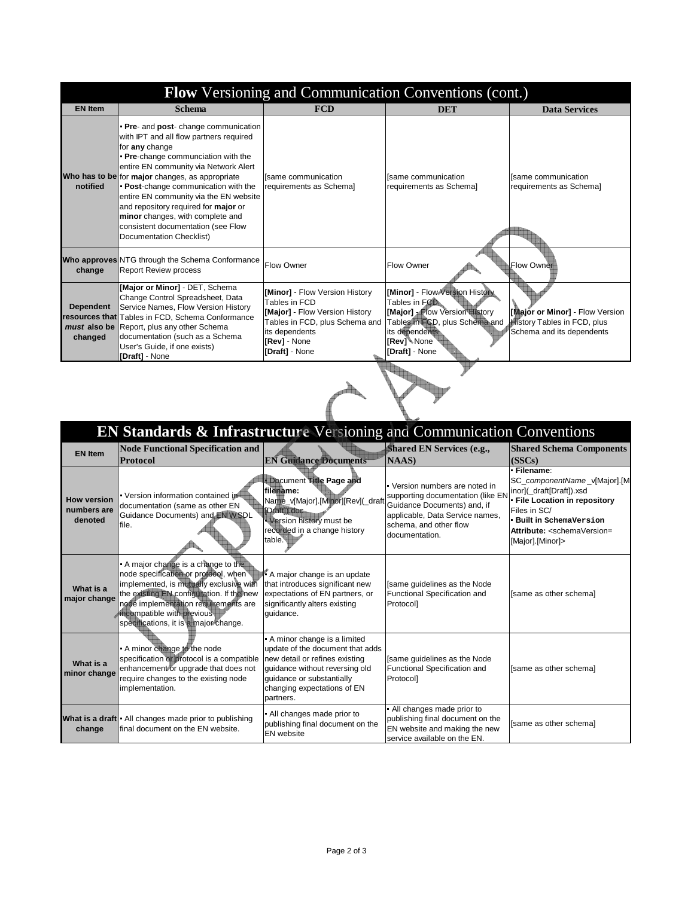## Flow Versioning and Communication Conventions (cont.)

| EN Item | Schema | FCD | DET | Data Services |
|---|---|---|---|---|
| Who has to be notified | • **Pre**- and **post**- change communication with IPT and all flow partners required for **any** change<br>• **Pre**-change communciation with the entire EN community via Network Alert for **major** changes, as appropriate<br>• **Post**-change communication with the entire EN community via the EN website and repository required for **major** or **minor** changes, with complete and consistent documentation (see Flow Documentation Checklist) | [same communication requirements as Schema] | [same communication requirements as Schema] | [same communication requirements as Schema] |
| Who approves change | NTG through the Schema Conformance Report Review process | Flow Owner | Flow Owner | Flow Owner |
| Dependent resources that *must* also be changed | **[Major or Minor]** - DET, Schema Change Control Spreadsheet, Data Service Names, Flow Version History Tables in FCD, Schema Conformance Report, plus any other Schema documentation (such as a Schema User's Guide, if one exists)<br>**[Draft]** - None | **[Minor]** - Flow Version History Tables in FCD<br>**[Major]** - Flow Version History Tables in FCD, plus Schema and its dependents<br>**[Rev]** - None<br>**[Draft]** - None | **[Minor]** - Flow Version History Tables in FCD<br>**[Major]** - Flow Version History Tables in FCD, plus Schema and its dependents<br>**[Rev]** - None<br>**[Draft]** - None | **[Major or Minor]** - Flow Version History Tables in FCD, plus Schema and its dependents |

DEPRECATED

## EN Standards & Infrastructure Versioning and Communication Conventions

| EN Item | Node Functional Specification and Protocol | EN Guidance Documents | Shared EN Services (e.g., NAAS) | Shared Schema Components (SSCs) |
|---|---|---|---|---|
| How version numbers are denoted | • Version information contained in documentation (same as other EN Guidance Documents) and EN WSDL file. | • Document **Title Page and filename:** Name_v[Major].[Minor][Rev](_draft[Draft]).doc<br>• Version history must be recorded in a change history table. | • Version numbers are noted in supporting documentation (like EN Guidance Documents) and, if applicable, Data Service names, schema, and other flow documentation. | • **Filename**: SC_*componentName*_v[Major].[Minor](_draft[Draft]).xsd<br>• **File Location in repository** Files in SC/<br>• **Built in SchemaVersion Attribute:** <schemaVersion= [Major].[Minor]> |
| What is a major change | • A major change is a change to the node specification or protocol, when implemented, is mutually exclusive with the existing EN configuration. If the new node implementation requirements are incompatible with previous specifications, it is a major change. | • A major change is an update that introduces significant new expectations of EN partners, or significantly alters existing guidance. | [same guidelines as the Node Functional Specification and Protocol] | [same as other schema] |
| What is a minor change | • A minor change to the node specification or protocol is a compatible enhancement or upgrade that does not require changes to the existing node implementation. | • A minor change is a limited update of the document that adds new detail or refines existing guidance without reversing old guidance or substantially changing expectations of EN partners. | [same guidelines as the Node Functional Specification and Protocol] | [same as other schema] |
| What is a draft change | • All changes made prior to publishing final document on the EN website. | • All changes made prior to publishing final document on the EN website | • All changes made prior to publishing final document on the EN website and making the new service available on the EN. | [same as other schema] |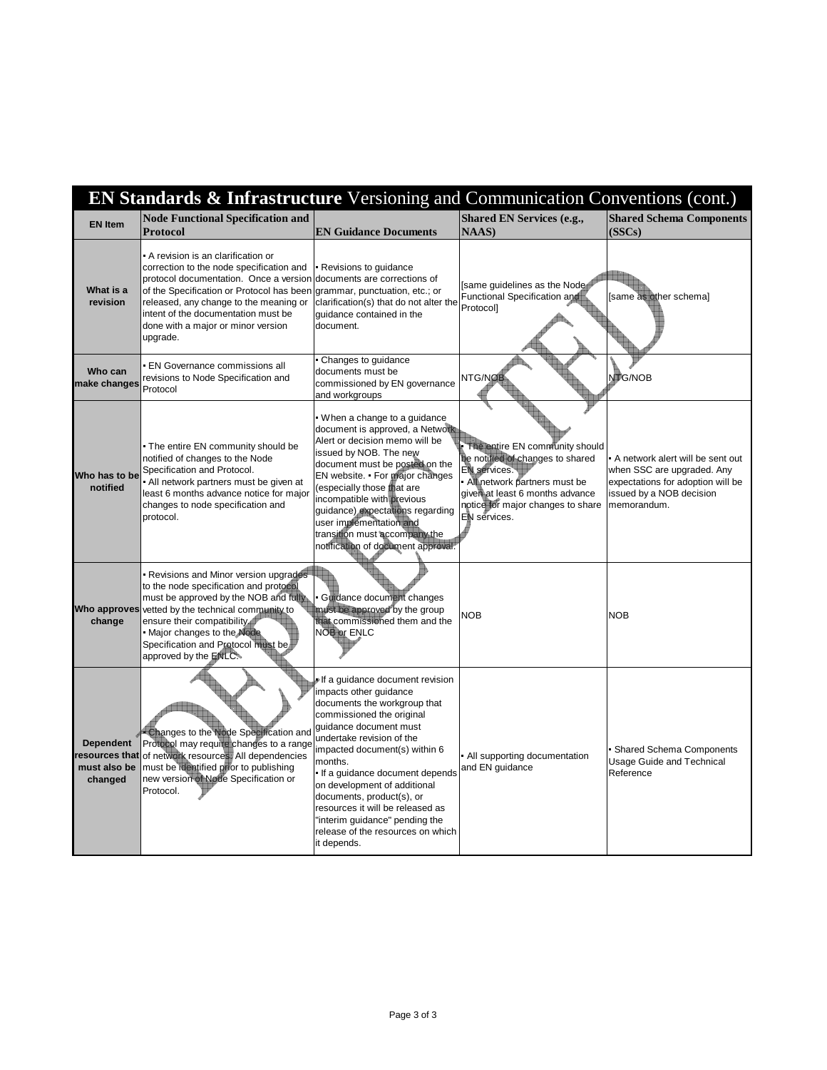## **EN Standards & Infrastructure** Versioning and Communication Conventions (cont.)

| EN Item | Node Functional Specification and Protocol | EN Guidance Documents | Shared EN Services (e.g., NAAS) | Shared Schema Components (SSCs) |
|---|---|---|---|---|
| What is a revision | • A revision is an clarification or correction to the node specification and protocol documentation. Once a version of the Specification or Protocol has been released, any change to the meaning or intent of the documentation must be done with a major or minor version upgrade. | • Revisions to guidance documents are corrections of grammar, punctuation, etc.; or clarification(s) that do not alter the guidance contained in the document. | [same guidelines as the Node Functional Specification and Protocol] | [same as other schema] |
| Who can make changes | • EN Governance commissions all revisions to Node Specification and Protocol | • Changes to guidance documents must be commissioned by EN governance and workgroups | NTG/NOB | NTG/NOB |
| Who has to be notified | • The entire EN community should be notified of changes to the Node Specification and Protocol. • All network partners must be given at least 6 months advance notice for major changes to node specification and protocol. | • When a change to a guidance document is approved, a Network Alert or decision memo will be issued by NOB. The new document must be posted on the EN website. • For major changes (especially those that are incompatible with previous guidance) expectations regarding user implementation and transition must accompany the notification of document approval. | • The entire EN community should be notified of changes to shared EN services. • All network partners must be given at least 6 months advance notice for major changes to share EN services. | • A network alert will be sent out when SSC are upgraded. Any expectations for adoption will be issued by a NOB decision memorandum. |
| Who approves change | • Revisions and Minor version upgrades to the node specification and protocol must be approved by the NOB and fully vetted by the technical community to ensure their compatibility. • Major changes to the Node Specification and Protocol must be approved by the ENLC. | • Guidance document changes must be approved by the group that commissioned them and the NOB or ENLC | NOB | NOB |
| Dependent resources that must also be changed | • Changes to the Node Specification and Protocol may require changes to a range of network resources. All dependencies must be identified prior to publishing new version of Node Specification or Protocol. | • If a guidance document revision impacts other guidance documents the workgroup that commissioned the original guidance document must undertake revision of the impacted document(s) within 6 months. • If a guidance document depends on development of additional documents, product(s), or resources it will be released as "interim guidance" pending the release of the resources on which it depends. | • All supporting documentation and EN guidance | • Shared Schema Components Usage Guide and Technical Reference |

DEPRECATED